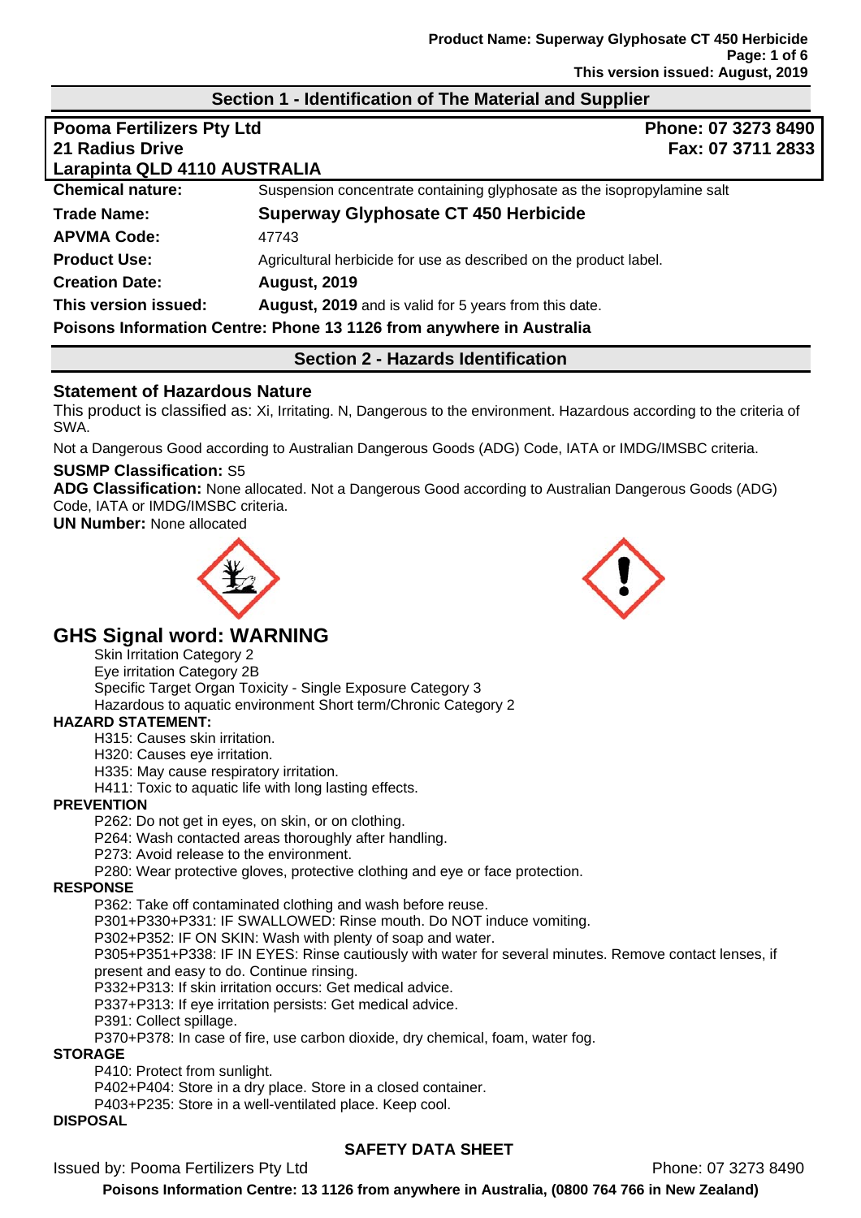## Section 1 - Identification of The Material and Supplier

**Pooma Fertilizers Pty Ltd**
**21 Radius Drive**
**Larapinta QLD 4110 AUSTRALIA**

**Phone: 07 3273 8490**
**Fax: 07 3711 2833**

| | |
|---|---|
| **Chemical nature:** | Suspension concentrate containing glyphosate as the isopropylamine salt |
| **Trade Name:** | **Superway Glyphosate CT 450 Herbicide** |
| **APVMA Code:** | 47743 |
| **Product Use:** | Agricultural herbicide for use as described on the product label. |
| **Creation Date:** | **August, 2019** |
| **This version issued:** | **August, 2019** and is valid for 5 years from this date. |

**Poisons Information Centre: Phone 13 1126 from anywhere in Australia**

## Section 2 - Hazards Identification

### Statement of Hazardous Nature

This product is classified as: Xi, Irritating. N, Dangerous to the environment. Hazardous according to the criteria of SWA.

Not a Dangerous Good according to Australian Dangerous Goods (ADG) Code, IATA or IMDG/IMSBC criteria.

**SUSMP Classification:** S5

**ADG Classification:** None allocated. Not a Dangerous Good according to Australian Dangerous Goods (ADG) Code, IATA or IMDG/IMSBC criteria.

**UN Number:** None allocated

## GHS Signal word: WARNING

Skin Irritation Category 2
Eye irritation Category 2B
Specific Target Organ Toxicity - Single Exposure Category 3
Hazardous to aquatic environment Short term/Chronic Category 2

**HAZARD STATEMENT:**

H315: Causes skin irritation.
H320: Causes eye irritation.
H335: May cause respiratory irritation.
H411: Toxic to aquatic life with long lasting effects.

**PREVENTION**

P262: Do not get in eyes, on skin, or on clothing.
P264: Wash contacted areas thoroughly after handling.
P273: Avoid release to the environment.
P280: Wear protective gloves, protective clothing and eye or face protection.

**RESPONSE**

P362: Take off contaminated clothing and wash before reuse.
P301+P330+P331: IF SWALLOWED: Rinse mouth. Do NOT induce vomiting.
P302+P352: IF ON SKIN: Wash with plenty of soap and water.
P305+P351+P338: IF IN EYES: Rinse cautiously with water for several minutes. Remove contact lenses, if present and easy to do. Continue rinsing.
P332+P313: If skin irritation occurs: Get medical advice.
P337+P313: If eye irritation persists: Get medical advice.
P391: Collect spillage.
P370+P378: In case of fire, use carbon dioxide, dry chemical, foam, water fog.

**STORAGE**

P410: Protect from sunlight.
P402+P404: Store in a dry place. Store in a closed container.
P403+P235: Store in a well-ventilated place. Keep cool.

**DISPOSAL**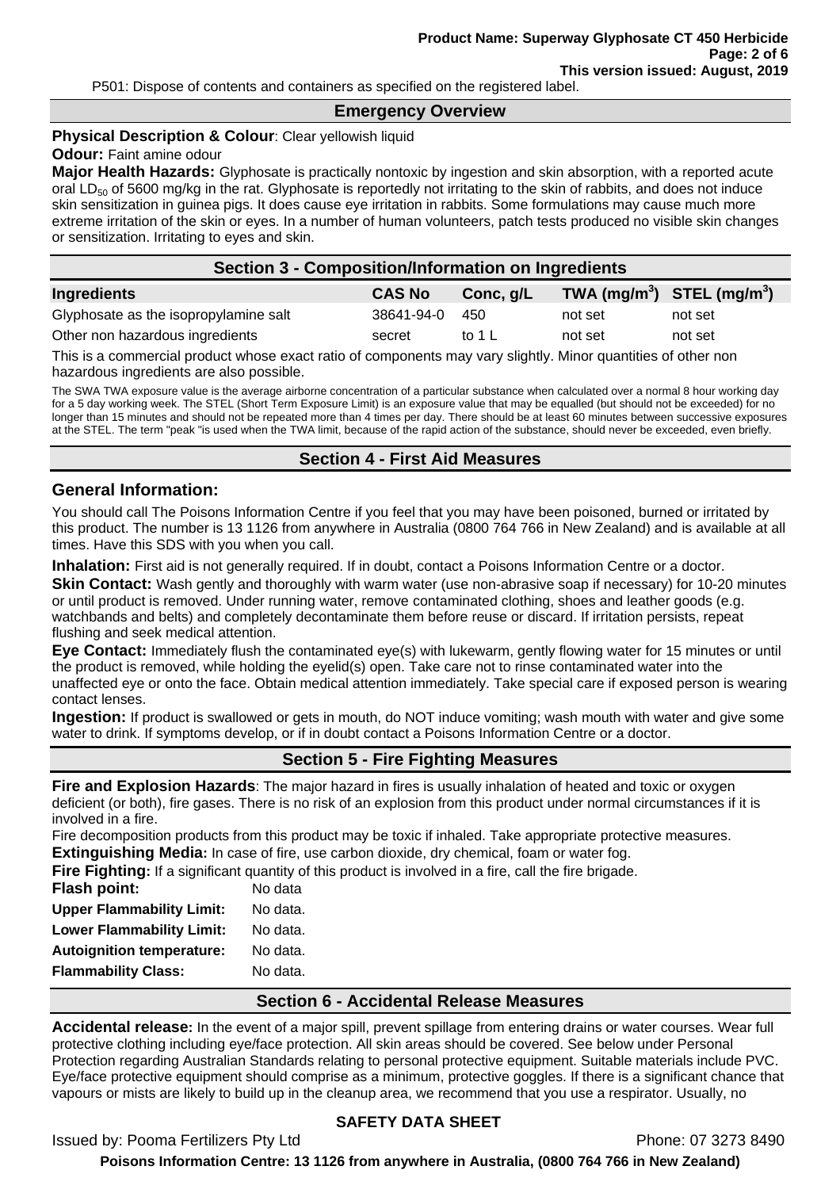P501: Dispose of contents and containers as specified on the registered label.

## Emergency Overview

**Physical Description & Colour**: Clear yellowish liquid

**Odour:** Faint amine odour

**Major Health Hazards:** Glyphosate is practically nontoxic by ingestion and skin absorption, with a reported acute oral $LD_{50}$ of 5600 mg/kg in the rat. Glyphosate is reportedly not irritating to the skin of rabbits, and does not induce skin sensitization in guinea pigs. It does cause eye irritation in rabbits. Some formulations may cause much more extreme irritation of the skin or eyes. In a number of human volunteers, patch tests produced no visible skin changes or sensitization. Irritating to eyes and skin.

## Section 3 - Composition/Information on Ingredients

| Ingredients | CAS No | Conc, g/L | TWA ($mg/m^3$) | STEL ($mg/m^3$) |
|---|---|---|---|---|
| Glyphosate as the isopropylamine salt | 38641-94-0 | 450 | not set | not set |
| Other non hazardous ingredients | secret | to 1 L | not set | not set |

This is a commercial product whose exact ratio of components may vary slightly. Minor quantities of other non hazardous ingredients are also possible.

The SWA TWA exposure value is the average airborne concentration of a particular substance when calculated over a normal 8 hour working day for a 5 day working week. The STEL (Short Term Exposure Limit) is an exposure value that may be equalled (but should not be exceeded) for no longer than 15 minutes and should not be repeated more than 4 times per day. There should be at least 60 minutes between successive exposures at the STEL. The term "peak "is used when the TWA limit, because of the rapid action of the substance, should never be exceeded, even briefly.

## Section 4 - First Aid Measures

### General Information:

You should call The Poisons Information Centre if you feel that you may have been poisoned, burned or irritated by this product. The number is 13 1126 from anywhere in Australia (0800 764 766 in New Zealand) and is available at all times. Have this SDS with you when you call.

**Inhalation:** First aid is not generally required. If in doubt, contact a Poisons Information Centre or a doctor.

**Skin Contact:** Wash gently and thoroughly with warm water (use non-abrasive soap if necessary) for 10-20 minutes or until product is removed. Under running water, remove contaminated clothing, shoes and leather goods (e.g. watchbands and belts) and completely decontaminate them before reuse or discard. If irritation persists, repeat flushing and seek medical attention.

**Eye Contact:** Immediately flush the contaminated eye(s) with lukewarm, gently flowing water for 15 minutes or until the product is removed, while holding the eyelid(s) open. Take care not to rinse contaminated water into the unaffected eye or onto the face. Obtain medical attention immediately. Take special care if exposed person is wearing contact lenses.

**Ingestion:** If product is swallowed or gets in mouth, do NOT induce vomiting; wash mouth with water and give some water to drink. If symptoms develop, or if in doubt contact a Poisons Information Centre or a doctor.

## Section 5 - Fire Fighting Measures

**Fire and Explosion Hazards**: The major hazard in fires is usually inhalation of heated and toxic or oxygen deficient (or both), fire gases. There is no risk of an explosion from this product under normal circumstances if it is involved in a fire.

Fire decomposition products from this product may be toxic if inhaled. Take appropriate protective measures.

**Extinguishing Media:** In case of fire, use carbon dioxide, dry chemical, foam or water fog.

**Fire Fighting:** If a significant quantity of this product is involved in a fire, call the fire brigade.

**Flash point:** No data

**Upper Flammability Limit:** No data.

**Lower Flammability Limit:** No data.

**Autoignition temperature:** No data.

**Flammability Class:** No data.

## Section 6 - Accidental Release Measures

**Accidental release:** In the event of a major spill, prevent spillage from entering drains or water courses. Wear full protective clothing including eye/face protection. All skin areas should be covered. See below under Personal Protection regarding Australian Standards relating to personal protective equipment. Suitable materials include PVC. Eye/face protective equipment should comprise as a minimum, protective goggles. If there is a significant chance that vapours or mists are likely to build up in the cleanup area, we recommend that you use a respirator. Usually, no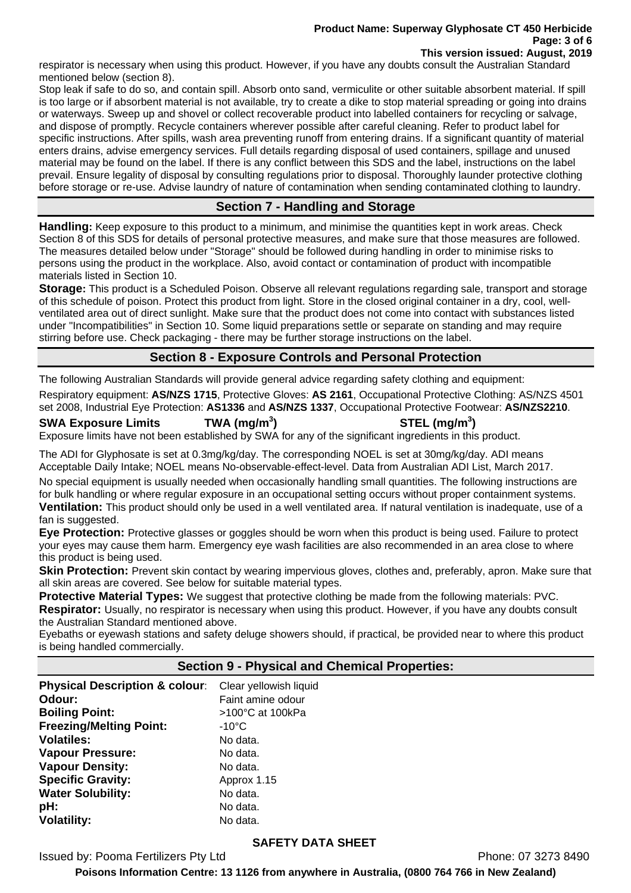respirator is necessary when using this product. However, if you have any doubts consult the Australian Standard mentioned below (section 8).

Stop leak if safe to do so, and contain spill. Absorb onto sand, vermiculite or other suitable absorbent material. If spill is too large or if absorbent material is not available, try to create a dike to stop material spreading or going into drains or waterways. Sweep up and shovel or collect recoverable product into labelled containers for recycling or salvage, and dispose of promptly. Recycle containers wherever possible after careful cleaning. Refer to product label for specific instructions. After spills, wash area preventing runoff from entering drains. If a significant quantity of material enters drains, advise emergency services. Full details regarding disposal of used containers, spillage and unused material may be found on the label. If there is any conflict between this SDS and the label, instructions on the label prevail. Ensure legality of disposal by consulting regulations prior to disposal. Thoroughly launder protective clothing before storage or re-use. Advise laundry of nature of contamination when sending contaminated clothing to laundry.

## Section 7 - Handling and Storage

**Handling:** Keep exposure to this product to a minimum, and minimise the quantities kept in work areas. Check Section 8 of this SDS for details of personal protective measures, and make sure that those measures are followed. The measures detailed below under "Storage" should be followed during handling in order to minimise risks to persons using the product in the workplace. Also, avoid contact or contamination of product with incompatible materials listed in Section 10.

**Storage:** This product is a Scheduled Poison. Observe all relevant regulations regarding sale, transport and storage of this schedule of poison. Protect this product from light. Store in the closed original container in a dry, cool, well-ventilated area out of direct sunlight. Make sure that the product does not come into contact with substances listed under "Incompatibilities" in Section 10. Some liquid preparations settle or separate on standing and may require stirring before use. Check packaging - there may be further storage instructions on the label.

## Section 8 - Exposure Controls and Personal Protection

The following Australian Standards will provide general advice regarding safety clothing and equipment:

Respiratory equipment: **AS/NZS 1715**, Protective Gloves: **AS 2161**, Occupational Protective Clothing: AS/NZS 4501 set 2008, Industrial Eye Protection: **AS1336** and **AS/NZS 1337**, Occupational Protective Footwear: **AS/NZS2210**.

| **SWA Exposure Limits** | **TWA ($mg/m^3$)** | **STEL ($mg/m^3$)** |
|---|---|---|

Exposure limits have not been established by SWA for any of the significant ingredients in this product.

The ADI for Glyphosate is set at 0.3mg/kg/day. The corresponding NOEL is set at 30mg/kg/day. ADI means Acceptable Daily Intake; NOEL means No-observable-effect-level. Data from Australian ADI List, March 2017.

No special equipment is usually needed when occasionally handling small quantities. The following instructions are for bulk handling or where regular exposure in an occupational setting occurs without proper containment systems.

**Ventilation:** This product should only be used in a well ventilated area. If natural ventilation is inadequate, use of a fan is suggested.

**Eye Protection:** Protective glasses or goggles should be worn when this product is being used. Failure to protect your eyes may cause them harm. Emergency eye wash facilities are also recommended in an area close to where this product is being used.

**Skin Protection:** Prevent skin contact by wearing impervious gloves, clothes and, preferably, apron. Make sure that all skin areas are covered. See below for suitable material types.

**Protective Material Types:** We suggest that protective clothing be made from the following materials: PVC.

**Respirator:** Usually, no respirator is necessary when using this product. However, if you have any doubts consult the Australian Standard mentioned above.

Eyebaths or eyewash stations and safety deluge showers should, if practical, be provided near to where this product is being handled commercially.

## Section 9 - Physical and Chemical Properties:

| | |
|---|---|
| **Physical Description & colour**: | Clear yellowish liquid |
| **Odour:** | Faint amine odour |
| **Boiling Point:** | >100°C at 100kPa |
| **Freezing/Melting Point:** | -10°C |
| **Volatiles:** | No data. |
| **Vapour Pressure:** | No data. |
| **Vapour Density:** | No data. |
| **Specific Gravity:** | Approx 1.15 |
| **Water Solubility:** | No data. |
| **pH:** | No data. |
| **Volatility:** | No data. |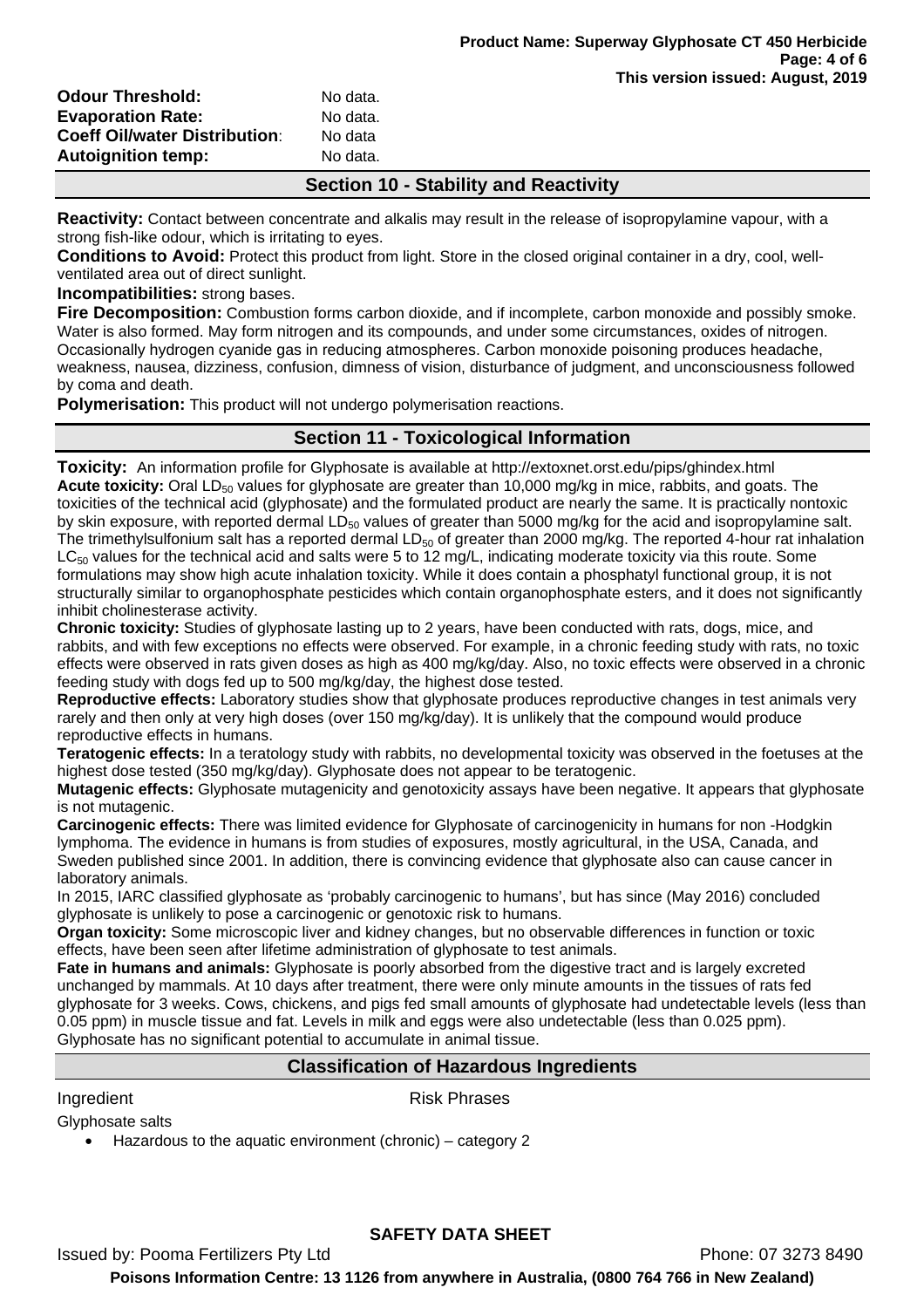**Odour Threshold:** No data.
**Evaporation Rate:** No data.
**Coeff Oil/water Distribution:** No data
**Autoignition temp:** No data.

## Section 10 - Stability and Reactivity

**Reactivity:** Contact between concentrate and alkalis may result in the release of isopropylamine vapour, with a strong fish-like odour, which is irritating to eyes.

**Conditions to Avoid:** Protect this product from light. Store in the closed original container in a dry, cool, well-ventilated area out of direct sunlight.

**Incompatibilities:** strong bases.

**Fire Decomposition:** Combustion forms carbon dioxide, and if incomplete, carbon monoxide and possibly smoke. Water is also formed. May form nitrogen and its compounds, and under some circumstances, oxides of nitrogen. Occasionally hydrogen cyanide gas in reducing atmospheres. Carbon monoxide poisoning produces headache, weakness, nausea, dizziness, confusion, dimness of vision, disturbance of judgment, and unconsciousness followed by coma and death.

**Polymerisation:** This product will not undergo polymerisation reactions.

## Section 11 - Toxicological Information

**Toxicity:** An information profile for Glyphosate is available at http://extoxnet.orst.edu/pips/ghindex.html

**Acute toxicity:** Oral $LD_{50}$ values for glyphosate are greater than 10,000 mg/kg in mice, rabbits, and goats. The toxicities of the technical acid (glyphosate) and the formulated product are nearly the same. It is practically nontoxic by skin exposure, with reported dermal $LD_{50}$ values of greater than 5000 mg/kg for the acid and isopropylamine salt. The trimethylsulfonium salt has a reported dermal $LD_{50}$ of greater than 2000 mg/kg. The reported 4-hour rat inhalation $LC_{50}$ values for the technical acid and salts were 5 to 12 mg/L, indicating moderate toxicity via this route. Some formulations may show high acute inhalation toxicity. While it does contain a phosphatyl functional group, it is not structurally similar to organophosphate pesticides which contain organophosphate esters, and it does not significantly inhibit cholinesterase activity.

**Chronic toxicity:** Studies of glyphosate lasting up to 2 years, have been conducted with rats, dogs, mice, and rabbits, and with few exceptions no effects were observed. For example, in a chronic feeding study with rats, no toxic effects were observed in rats given doses as high as 400 mg/kg/day. Also, no toxic effects were observed in a chronic feeding study with dogs fed up to 500 mg/kg/day, the highest dose tested.

**Reproductive effects:** Laboratory studies show that glyphosate produces reproductive changes in test animals very rarely and then only at very high doses (over 150 mg/kg/day). It is unlikely that the compound would produce reproductive effects in humans.

**Teratogenic effects:** In a teratology study with rabbits, no developmental toxicity was observed in the foetuses at the highest dose tested (350 mg/kg/day). Glyphosate does not appear to be teratogenic.

**Mutagenic effects:** Glyphosate mutagenicity and genotoxicity assays have been negative. It appears that glyphosate is not mutagenic.

**Carcinogenic effects:** There was limited evidence for Glyphosate of carcinogenicity in humans for non -Hodgkin lymphoma. The evidence in humans is from studies of exposures, mostly agricultural, in the USA, Canada, and Sweden published since 2001. In addition, there is convincing evidence that glyphosate also can cause cancer in laboratory animals.

In 2015, IARC classified glyphosate as 'probably carcinogenic to humans', but has since (May 2016) concluded glyphosate is unlikely to pose a carcinogenic or genotoxic risk to humans.

**Organ toxicity:** Some microscopic liver and kidney changes, but no observable differences in function or toxic effects, have been seen after lifetime administration of glyphosate to test animals.

**Fate in humans and animals:** Glyphosate is poorly absorbed from the digestive tract and is largely excreted unchanged by mammals. At 10 days after treatment, there were only minute amounts in the tissues of rats fed glyphosate for 3 weeks. Cows, chickens, and pigs fed small amounts of glyphosate had undetectable levels (less than 0.05 ppm) in muscle tissue and fat. Levels in milk and eggs were also undetectable (less than 0.025 ppm). Glyphosate has no significant potential to accumulate in animal tissue.

## Classification of Hazardous Ingredients

Ingredient Risk Phrases

Glyphosate salts

- Hazardous to the aquatic environment (chronic) – category 2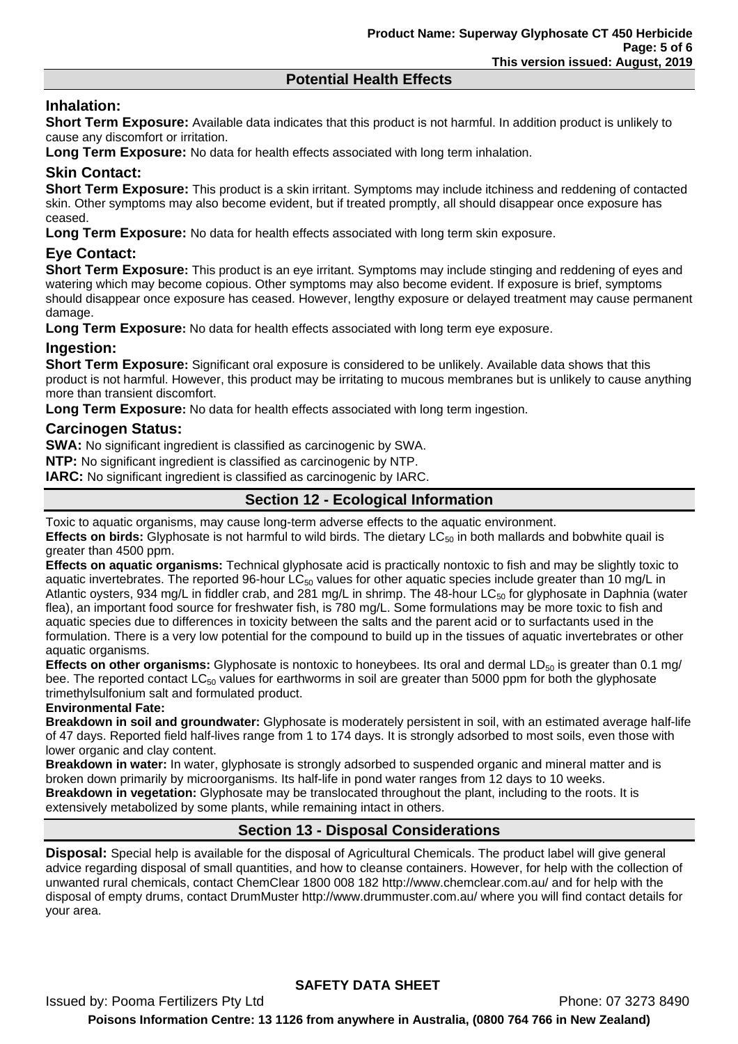## Potential Health Effects

### Inhalation:

**Short Term Exposure:** Available data indicates that this product is not harmful. In addition product is unlikely to cause any discomfort or irritation.

**Long Term Exposure:** No data for health effects associated with long term inhalation.

### Skin Contact:

**Short Term Exposure:** This product is a skin irritant. Symptoms may include itchiness and reddening of contacted skin. Other symptoms may also become evident, but if treated promptly, all should disappear once exposure has ceased.

**Long Term Exposure:** No data for health effects associated with long term skin exposure.

### Eye Contact:

**Short Term Exposure:** This product is an eye irritant. Symptoms may include stinging and reddening of eyes and watering which may become copious. Other symptoms may also become evident. If exposure is brief, symptoms should disappear once exposure has ceased. However, lengthy exposure or delayed treatment may cause permanent damage.

**Long Term Exposure:** No data for health effects associated with long term eye exposure.

### Ingestion:

**Short Term Exposure:** Significant oral exposure is considered to be unlikely. Available data shows that this product is not harmful. However, this product may be irritating to mucous membranes but is unlikely to cause anything more than transient discomfort.

**Long Term Exposure:** No data for health effects associated with long term ingestion.

### Carcinogen Status:

**SWA:** No significant ingredient is classified as carcinogenic by SWA.

**NTP:** No significant ingredient is classified as carcinogenic by NTP.

**IARC:** No significant ingredient is classified as carcinogenic by IARC.

## Section 12 - Ecological Information

Toxic to aquatic organisms, may cause long-term adverse effects to the aquatic environment.

**Effects on birds:** Glyphosate is not harmful to wild birds. The dietary $LC_{50}$ in both mallards and bobwhite quail is greater than 4500 ppm.

**Effects on aquatic organisms:** Technical glyphosate acid is practically nontoxic to fish and may be slightly toxic to aquatic invertebrates. The reported 96-hour $LC_{50}$ values for other aquatic species include greater than 10 mg/L in Atlantic oysters, 934 mg/L in fiddler crab, and 281 mg/L in shrimp. The 48-hour $LC_{50}$ for glyphosate in Daphnia (water flea), an important food source for freshwater fish, is 780 mg/L. Some formulations may be more toxic to fish and aquatic species due to differences in toxicity between the salts and the parent acid or to surfactants used in the formulation. There is a very low potential for the compound to build up in the tissues of aquatic invertebrates or other aquatic organisms.

**Effects on other organisms:** Glyphosate is nontoxic to honeybees. Its oral and dermal $LD_{50}$ is greater than 0.1 mg/ bee. The reported contact $LC_{50}$ values for earthworms in soil are greater than 5000 ppm for both the glyphosate trimethylsulfonium salt and formulated product.

**Environmental Fate:**

**Breakdown in soil and groundwater:** Glyphosate is moderately persistent in soil, with an estimated average half-life of 47 days. Reported field half-lives range from 1 to 174 days. It is strongly adsorbed to most soils, even those with lower organic and clay content.

**Breakdown in water:** In water, glyphosate is strongly adsorbed to suspended organic and mineral matter and is broken down primarily by microorganisms. Its half-life in pond water ranges from 12 days to 10 weeks.

**Breakdown in vegetation:** Glyphosate may be translocated throughout the plant, including to the roots. It is extensively metabolized by some plants, while remaining intact in others.

## Section 13 - Disposal Considerations

**Disposal:** Special help is available for the disposal of Agricultural Chemicals. The product label will give general advice regarding disposal of small quantities, and how to cleanse containers. However, for help with the collection of unwanted rural chemicals, contact ChemClear 1800 008 182 http://www.chemclear.com.au/ and for help with the disposal of empty drums, contact DrumMuster http://www.drummuster.com.au/ where you will find contact details for your area.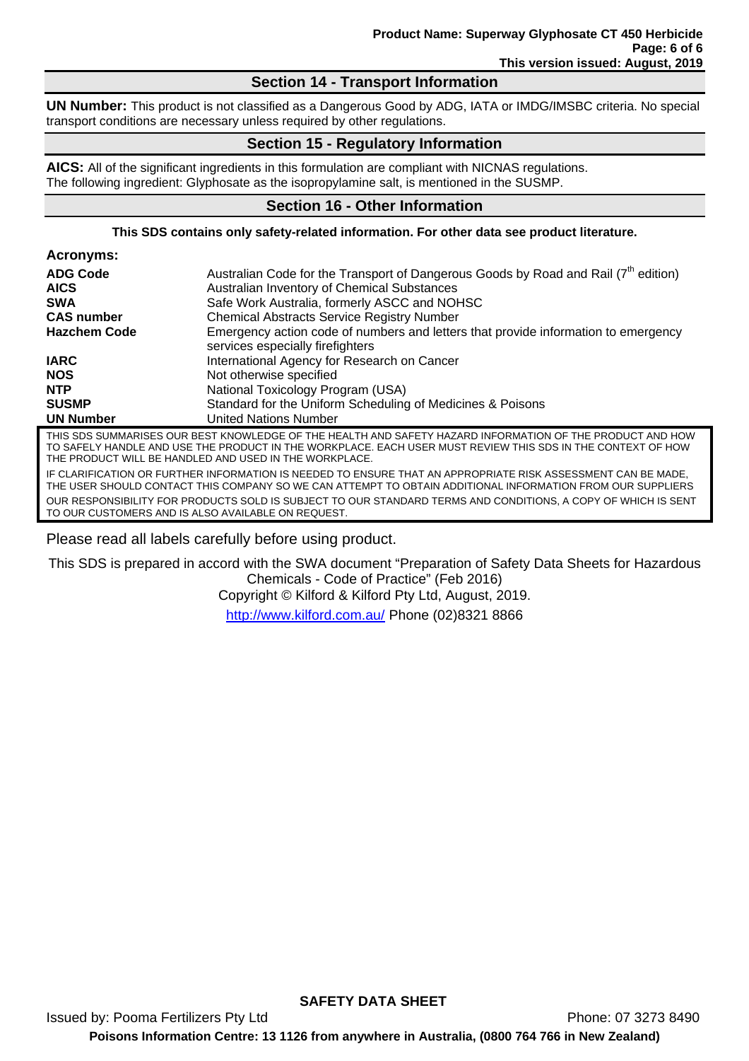## Section 14 - Transport Information

**UN Number:** This product is not classified as a Dangerous Good by ADG, IATA or IMDG/IMSBC criteria. No special transport conditions are necessary unless required by other regulations.

## Section 15 - Regulatory Information

**AICS:** All of the significant ingredients in this formulation are compliant with NICNAS regulations.
The following ingredient: Glyphosate as the isopropylamine salt, is mentioned in the SUSMP.

## Section 16 - Other Information

**This SDS contains only safety-related information. For other data see product literature.**

**Acronyms:**

| | |
|---|---|
| **ADG Code** | Australian Code for the Transport of Dangerous Goods by Road and Rail (7th edition) |
| **AICS** | Australian Inventory of Chemical Substances |
| **SWA** | Safe Work Australia, formerly ASCC and NOHSC |
| **CAS number** | Chemical Abstracts Service Registry Number |
| **Hazchem Code** | Emergency action code of numbers and letters that provide information to emergency services especially firefighters |
| **IARC** | International Agency for Research on Cancer |
| **NOS** | Not otherwise specified |
| **NTP** | National Toxicology Program (USA) |
| **SUSMP** | Standard for the Uniform Scheduling of Medicines & Poisons |
| **UN Number** | United Nations Number |

THIS SDS SUMMARISES OUR BEST KNOWLEDGE OF THE HEALTH AND SAFETY HAZARD INFORMATION OF THE PRODUCT AND HOW TO SAFELY HANDLE AND USE THE PRODUCT IN THE WORKPLACE. EACH USER MUST REVIEW THIS SDS IN THE CONTEXT OF HOW THE PRODUCT WILL BE HANDLED AND USED IN THE WORKPLACE.

IF CLARIFICATION OR FURTHER INFORMATION IS NEEDED TO ENSURE THAT AN APPROPRIATE RISK ASSESSMENT CAN BE MADE, THE USER SHOULD CONTACT THIS COMPANY SO WE CAN ATTEMPT TO OBTAIN ADDITIONAL INFORMATION FROM OUR SUPPLIERS

OUR RESPONSIBILITY FOR PRODUCTS SOLD IS SUBJECT TO OUR STANDARD TERMS AND CONDITIONS, A COPY OF WHICH IS SENT TO OUR CUSTOMERS AND IS ALSO AVAILABLE ON REQUEST.

Please read all labels carefully before using product.

This SDS is prepared in accord with the SWA document "Preparation of Safety Data Sheets for Hazardous Chemicals - Code of Practice" (Feb 2016)

Copyright © Kilford & Kilford Pty Ltd, August, 2019.

http://www.kilford.com.au/ Phone (02)8321 8866